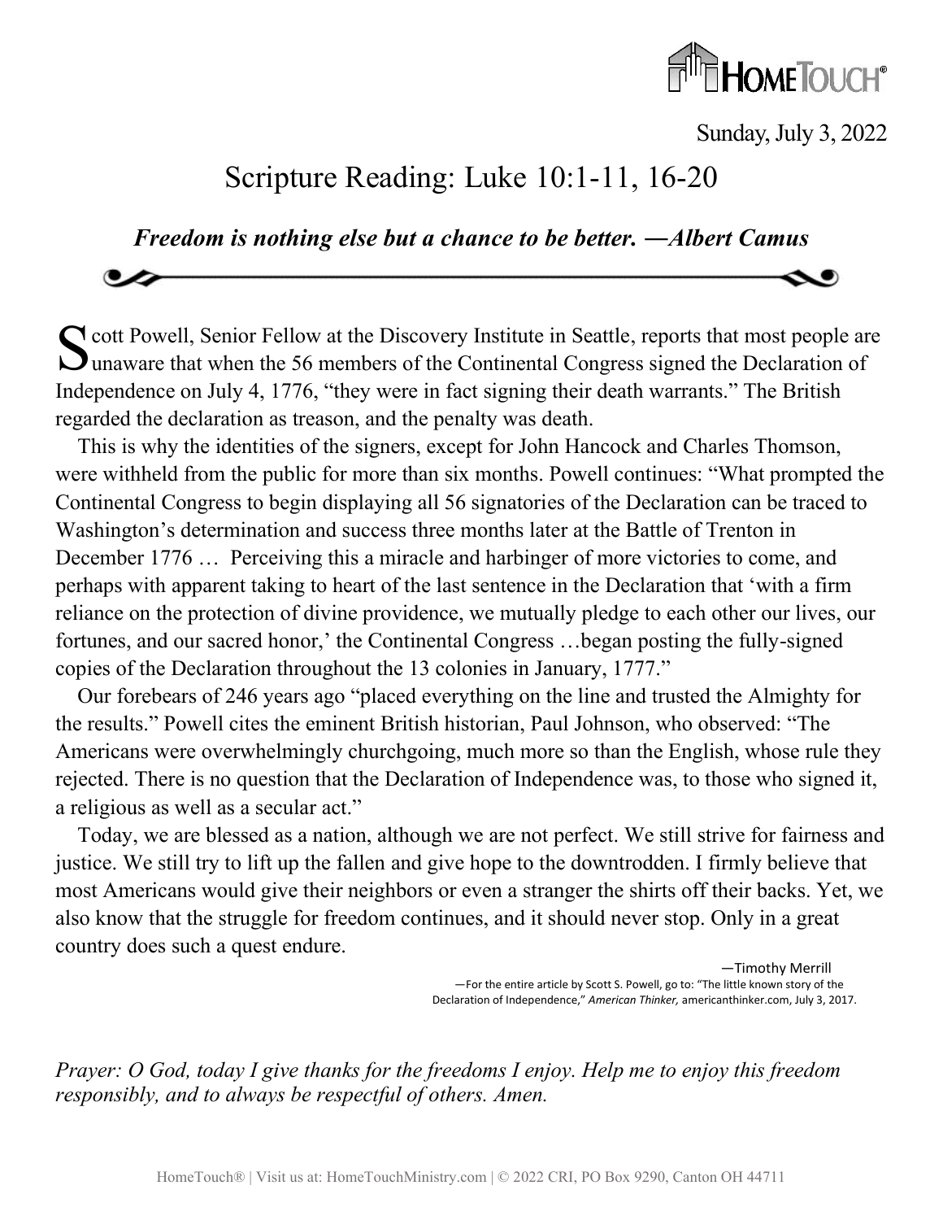Sunday, July 3, 2022

# Scripture Reading: Luke 10:1-11, 16-20

***Freedom is nothing else but a chance to be better. —Albert Camus***

Scott Powell, Senior Fellow at the Discovery Institute in Seattle, reports that most people are unaware that when the 56 members of the Continental Congress signed the Declaration of Independence on July 4, 1776, "they were in fact signing their death warrants." The British regarded the declaration as treason, and the penalty was death.

This is why the identities of the signers, except for John Hancock and Charles Thomson, were withheld from the public for more than six months. Powell continues: "What prompted the Continental Congress to begin displaying all 56 signatories of the Declaration can be traced to Washington's determination and success three months later at the Battle of Trenton in December 1776 … Perceiving this a miracle and harbinger of more victories to come, and perhaps with apparent taking to heart of the last sentence in the Declaration that 'with a firm reliance on the protection of divine providence, we mutually pledge to each other our lives, our fortunes, and our sacred honor,' the Continental Congress …began posting the fully-signed copies of the Declaration throughout the 13 colonies in January, 1777."

Our forebears of 246 years ago "placed everything on the line and trusted the Almighty for the results." Powell cites the eminent British historian, Paul Johnson, who observed: "The Americans were overwhelmingly churchgoing, much more so than the English, whose rule they rejected. There is no question that the Declaration of Independence was, to those who signed it, a religious as well as a secular act."

Today, we are blessed as a nation, although we are not perfect. We still strive for fairness and justice. We still try to lift up the fallen and give hope to the downtrodden. I firmly believe that most Americans would give their neighbors or even a stranger the shirts off their backs. Yet, we also know that the struggle for freedom continues, and it should never stop. Only in a great country does such a quest endure.

—Timothy Merrill

—For the entire article by Scott S. Powell, go to: "The little known story of the Declaration of Independence," *American Thinker,* americanthinker.com, July 3, 2017.

*Prayer: O God, today I give thanks for the freedoms I enjoy. Help me to enjoy this freedom responsibly, and to always be respectful of others. Amen.*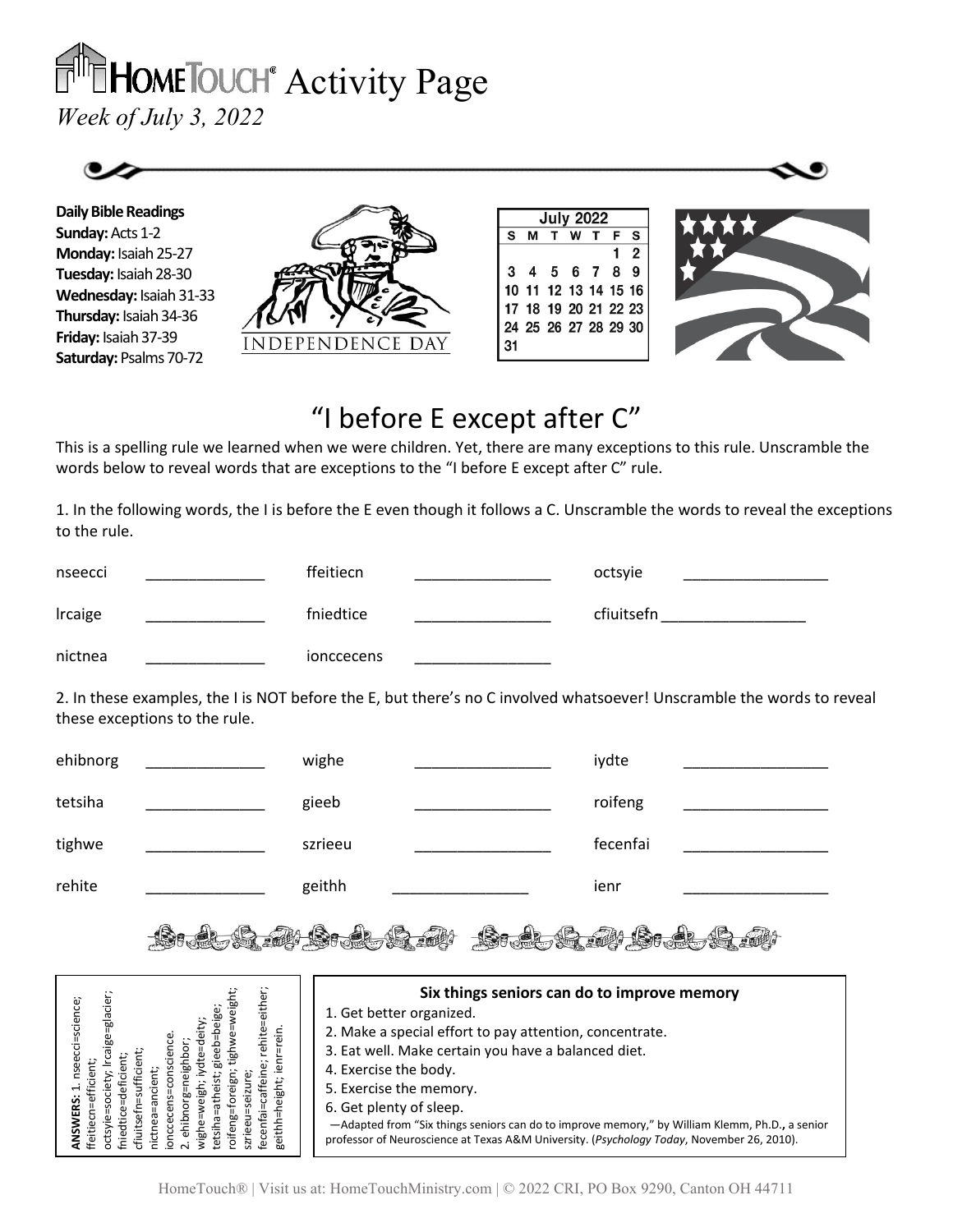# HomeTouch® Activity Page

*Week of July 3, 2022*

**Daily Bible Readings**
**Sunday:** Acts 1-2
**Monday:** Isaiah 25-27
**Tuesday:** Isaiah 28-30
**Wednesday:** Isaiah 31-33
**Thursday:** Isaiah 34-36
**Friday:** Isaiah 37-39
**Saturday:** Psalms 70-72

INDEPENDENCE DAY

| July 2022 | | | | | | |
|---|---|---|---|---|---|---|
| S | M | T | W | T | F | S |
| | | | | | 1 | 2 |
| 3 | 4 | 5 | 6 | 7 | 8 | 9 |
| 10 | 11 | 12 | 13 | 14 | 15 | 16 |
| 17 | 18 | 19 | 20 | 21 | 22 | 23 |
| 24 | 25 | 26 | 27 | 28 | 29 | 30 |
| 31 | | | | | | |

## "I before E except after C"

This is a spelling rule we learned when we were children. Yet, there are many exceptions to this rule. Unscramble the words below to reveal words that are exceptions to the "I before E except after C" rule.

1. In the following words, the I is before the E even though it follows a C. Unscramble the words to reveal the exceptions to the rule.

nseecci ______________ ffeitiecn ________________ octsyie _________________

lrcaige ______________ fniedtice ________________ cfiuitsefn _________________

nictnea ______________ ionccecens ________________

2. In these examples, the I is NOT before the E, but there's no C involved whatsoever! Unscramble the words to reveal these exceptions to the rule.

ehibnorg ______________ wighe ________________ iydte _________________

tetsiha ______________ gieeb ________________ roifeng _________________

tighwe ______________ szrieeu ________________ fecenfai _________________

rehite ______________ geithh ________________ ienr _________________

**ANSWERS:** 1. nseecci=science; ffeitiecn=efficient; octsyie=society; lrcaige=glacier; fniedtice=deficient; cfiuitsefn=sufficient; nictnea=ancient; ionccecens=conscience. 2. ehibnorg=neighbor; wighe=weigh; iydte=deity; tetsiha=atheist; gieeb=beige; roifeng=foreign; tighwe=weight; szrieeu=seizure; fecenfai=caffeine; rehite=either; geithh=height; ienr=rein.

**Six things seniors can do to improve memory**

1. Get better organized.
2. Make a special effort to pay attention, concentrate.
3. Eat well. Make certain you have a balanced diet.
4. Exercise the body.
5. Exercise the memory.
6. Get plenty of sleep.

—Adapted from "Six things seniors can do to improve memory," by William Klemm, Ph.D., a senior professor of Neuroscience at Texas A&M University. (*Psychology Today*, November 26, 2010).

HomeTouch® | Visit us at: HomeTouchMinistry.com | © 2022 CRI, PO Box 9290, Canton OH 44711